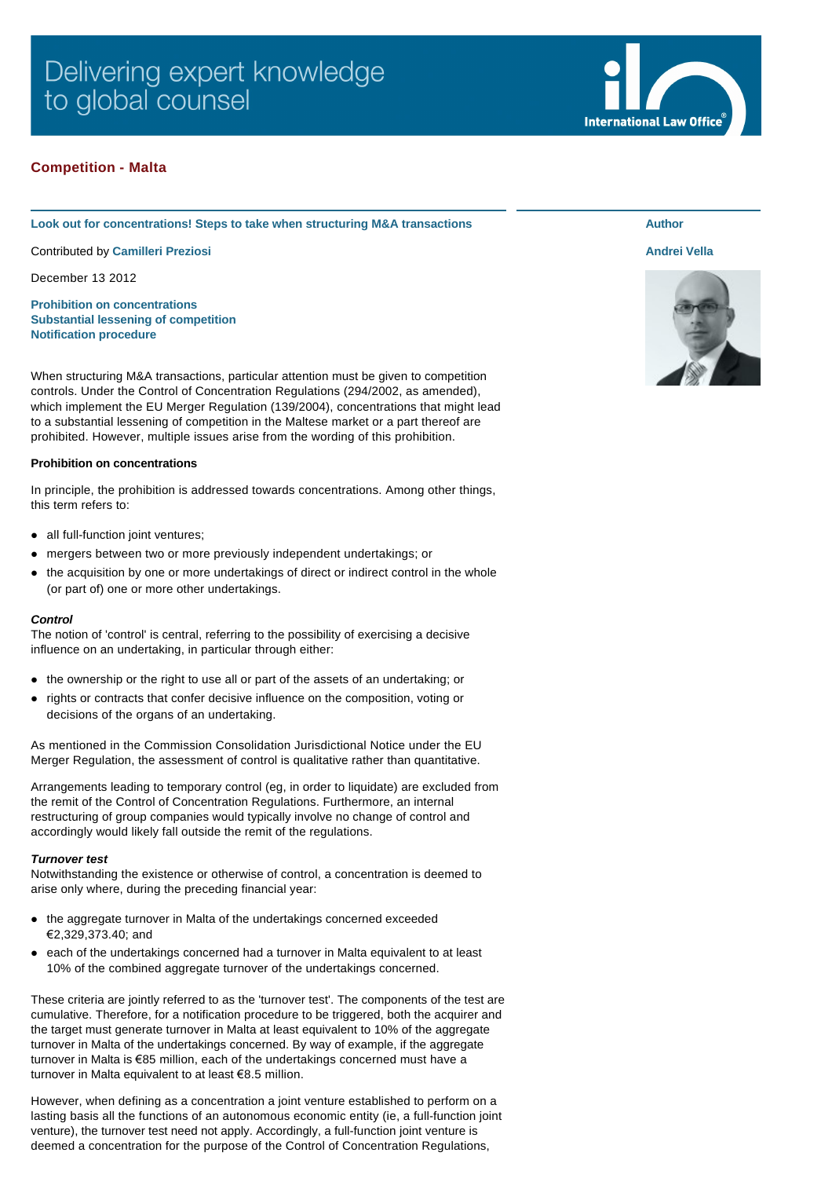**Competition - Malta**

## Look out for concentrations! Steps to take when structuring M&A transactions

Contributed by **Camilleri Preziosi**

December 13 2012

**Prohibition on concentrations**
**Substantial lessening of competition**
**Notification procedure**

**Author**

**Andrei Vella**

When structuring M&A transactions, particular attention must be given to competition controls. Under the Control of Concentration Regulations (294/2002, as amended), which implement the EU Merger Regulation (139/2004), concentrations that might lead to a substantial lessening of competition in the Maltese market or a part thereof are prohibited. However, multiple issues arise from the wording of this prohibition.

### Prohibition on concentrations

In principle, the prohibition is addressed towards concentrations. Among other things, this term refers to:

- all full-function joint ventures;
- mergers between two or more previously independent undertakings; or
- the acquisition by one or more undertakings of direct or indirect control in the whole (or part of) one or more other undertakings.

***Control***

The notion of 'control' is central, referring to the possibility of exercising a decisive influence on an undertaking, in particular through either:

- the ownership or the right to use all or part of the assets of an undertaking; or
- rights or contracts that confer decisive influence on the composition, voting or decisions of the organs of an undertaking.

As mentioned in the Commission Consolidation Jurisdictional Notice under the EU Merger Regulation, the assessment of control is qualitative rather than quantitative.

Arrangements leading to temporary control (eg, in order to liquidate) are excluded from the remit of the Control of Concentration Regulations. Furthermore, an internal restructuring of group companies would typically involve no change of control and accordingly would likely fall outside the remit of the regulations.

***Turnover test***

Notwithstanding the existence or otherwise of control, a concentration is deemed to arise only where, during the preceding financial year:

- the aggregate turnover in Malta of the undertakings concerned exceeded €2,329,373.40; and
- each of the undertakings concerned had a turnover in Malta equivalent to at least 10% of the combined aggregate turnover of the undertakings concerned.

These criteria are jointly referred to as the 'turnover test'. The components of the test are cumulative. Therefore, for a notification procedure to be triggered, both the acquirer and the target must generate turnover in Malta at least equivalent to 10% of the aggregate turnover in Malta of the undertakings concerned. By way of example, if the aggregate turnover in Malta is €85 million, each of the undertakings concerned must have a turnover in Malta equivalent to at least €8.5 million.

However, when defining as a concentration a joint venture established to perform on a lasting basis all the functions of an autonomous economic entity (ie, a full-function joint venture), the turnover test need not apply. Accordingly, a full-function joint venture is deemed a concentration for the purpose of the Control of Concentration Regulations,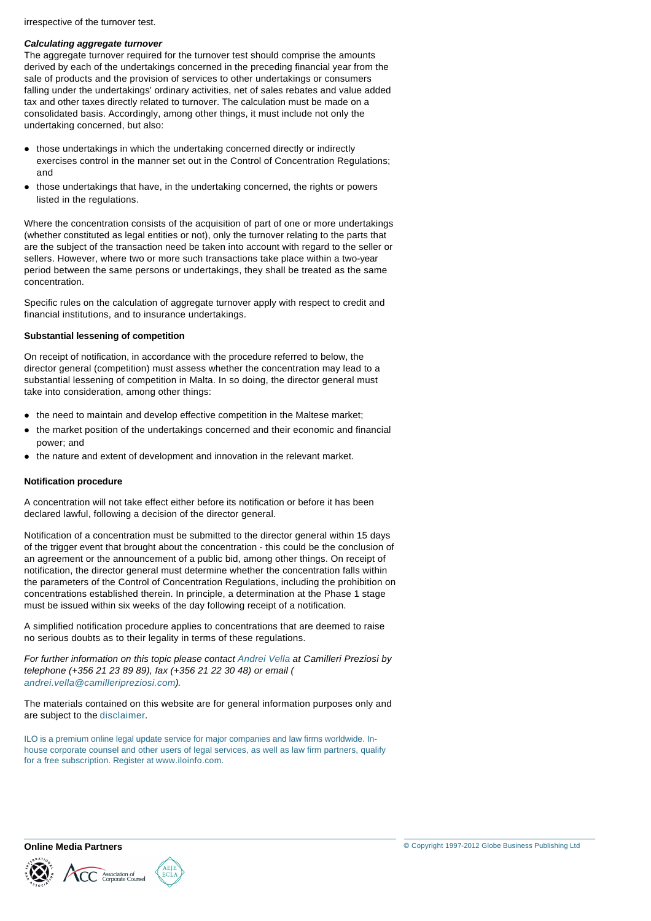irrespective of the turnover test.

***Calculating aggregate turnover***

The aggregate turnover required for the turnover test should comprise the amounts derived by each of the undertakings concerned in the preceding financial year from the sale of products and the provision of services to other undertakings or consumers falling under the undertakings' ordinary activities, net of sales rebates and value added tax and other taxes directly related to turnover. The calculation must be made on a consolidated basis. Accordingly, among other things, it must include not only the undertaking concerned, but also:

- those undertakings in which the undertaking concerned directly or indirectly exercises control in the manner set out in the Control of Concentration Regulations; and
- those undertakings that have, in the undertaking concerned, the rights or powers listed in the regulations.

Where the concentration consists of the acquisition of part of one or more undertakings (whether constituted as legal entities or not), only the turnover relating to the parts that are the subject of the transaction need be taken into account with regard to the seller or sellers. However, where two or more such transactions take place within a two-year period between the same persons or undertakings, they shall be treated as the same concentration.

Specific rules on the calculation of aggregate turnover apply with respect to credit and financial institutions, and to insurance undertakings.

**Substantial lessening of competition**

On receipt of notification, in accordance with the procedure referred to below, the director general (competition) must assess whether the concentration may lead to a substantial lessening of competition in Malta. In so doing, the director general must take into consideration, among other things:

- the need to maintain and develop effective competition in the Maltese market;
- the market position of the undertakings concerned and their economic and financial power; and
- the nature and extent of development and innovation in the relevant market.

**Notification procedure**

A concentration will not take effect either before its notification or before it has been declared lawful, following a decision of the director general.

Notification of a concentration must be submitted to the director general within 15 days of the trigger event that brought about the concentration - this could be the conclusion of an agreement or the announcement of a public bid, among other things. On receipt of notification, the director general must determine whether the concentration falls within the parameters of the Control of Concentration Regulations, including the prohibition on concentrations established therein. In principle, a determination at the Phase 1 stage must be issued within six weeks of the day following receipt of a notification.

A simplified notification procedure applies to concentrations that are deemed to raise no serious doubts as to their legality in terms of these regulations.

*For further information on this topic please contact Andrei Vella at Camilleri Preziosi by telephone (+356 21 23 89 89), fax (+356 21 22 30 48) or email ( andrei.vella@camilleripreziosi.com).*

The materials contained on this website are for general information purposes only and are subject to the disclaimer.

ILO is a premium online legal update service for major companies and law firms worldwide. In-house corporate counsel and other users of legal services, as well as law firm partners, qualify for a free subscription. Register at www.iloinfo.com.

**Online Media Partners**

© Copyright 1997-2012 Globe Business Publishing Ltd